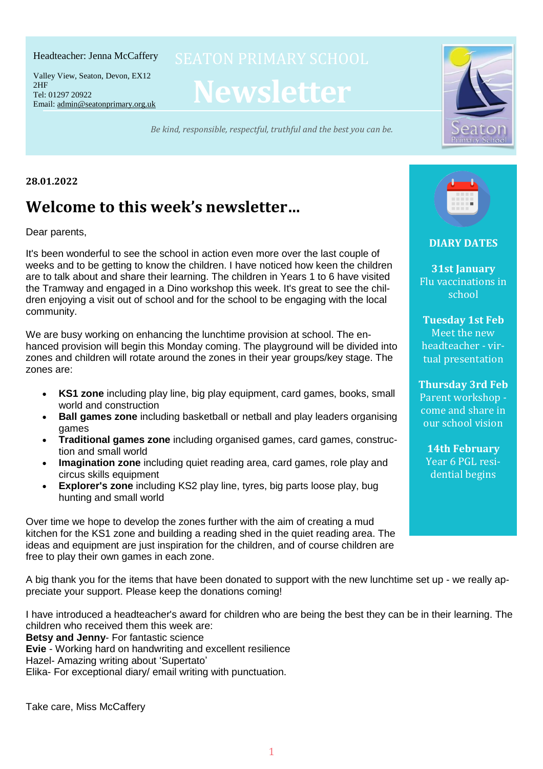Headteacher: Jenna McCaffery

Valley View, Seaton, Devon, EX12 2HF
Tel: 01297 20922
Email: admin@seatonprimary.org.uk

# SEATON PRIMARY SCHOOL Newsletter

*Be kind, responsible, respectful, truthful and the best you can be.*

**28.01.2022**

## Welcome to this week's newsletter...

Dear parents,

It's been wonderful to see the school in action even more over the last couple of weeks and to be getting to know the children. I have noticed how keen the children are to talk about and share their learning. The children in Years 1 to 6 have visited the Tramway and engaged in a Dino workshop this week. It's great to see the children enjoying a visit out of school and for the school to be engaging with the local community.

We are busy working on enhancing the lunchtime provision at school. The enhanced provision will begin this Monday coming. The playground will be divided into zones and children will rotate around the zones in their year groups/key stage. The zones are:

- **KS1 zone** including play line, big play equipment, card games, books, small world and construction
- **Ball games zone** including basketball or netball and play leaders organising games
- **Traditional games zone** including organised games, card games, construction and small world
- **Imagination zone** including quiet reading area, card games, role play and circus skills equipment
- **Explorer's zone** including KS2 play line, tyres, big parts loose play, bug hunting and small world

Over time we hope to develop the zones further with the aim of creating a mud kitchen for the KS1 zone and building a reading shed in the quiet reading area. The ideas and equipment are just inspiration for the children, and of course children are free to play their own games in each zone.

A big thank you for the items that have been donated to support with the new lunchtime set up - we really appreciate your support. Please keep the donations coming!

I have introduced a headteacher's award for children who are being the best they can be in their learning. The children who received them this week are:
**Betsy and Jenny**- For fantastic science
**Evie** - Working hard on handwriting and excellent resilience
Hazel- Amazing writing about 'Supertato'
Elika- For exceptional diary/ email writing with punctuation.

Take care, Miss McCaffery

### DIARY DATES

**31st January**
Flu vaccinations in school

**Tuesday 1st Feb**
Meet the new headteacher - virtual presentation

**Thursday 3rd Feb**
Parent workshop - come and share in our school vision

**14th February**
Year 6 PGL residential begins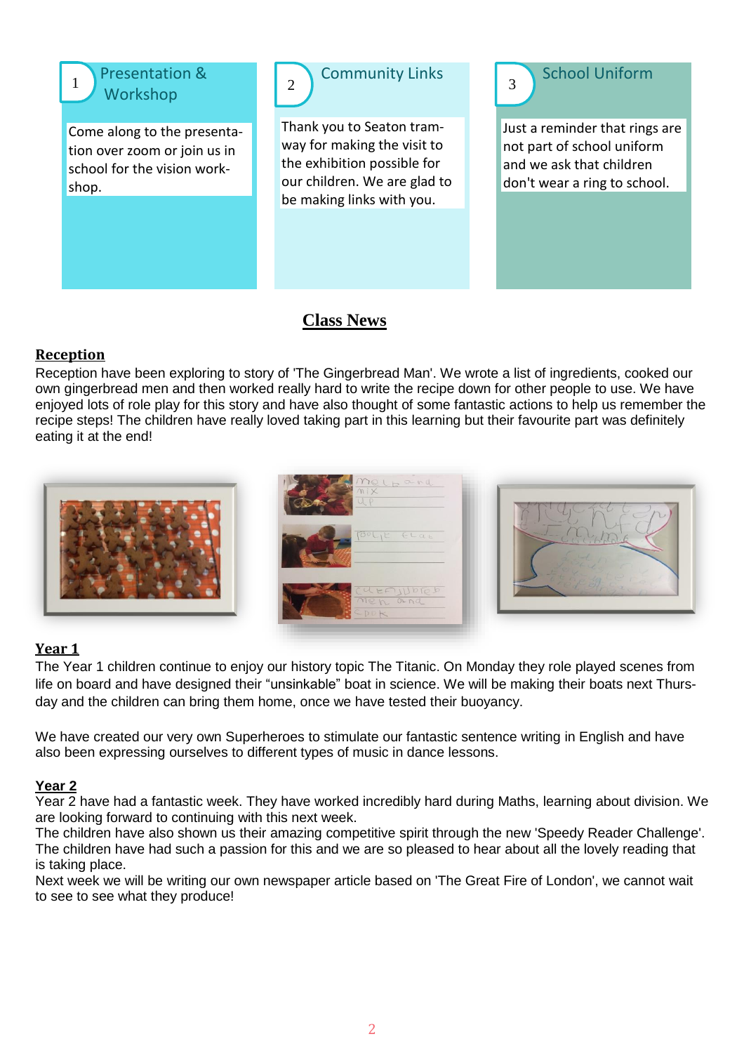## 1 Presentation & Workshop

Come along to the presentation over zoom or join us in school for the vision workshop.

## 2 Community Links

Thank you to Seaton tramway for making the visit to the exhibition possible for our children. We are glad to be making links with you.

## 3 School Uniform

Just a reminder that rings are not part of school uniform and we ask that children don't wear a ring to school.

# Class News

## Reception

Reception have been exploring to story of 'The Gingerbread Man'. We wrote a list of ingredients, cooked our own gingerbread men and then worked really hard to write the recipe down for other people to use. We have enjoyed lots of role play for this story and have also thought of some fantastic actions to help us remember the recipe steps! The children have really loved taking part in this learning but their favourite part was definitely eating it at the end!

## Year 1

The Year 1 children continue to enjoy our history topic The Titanic. On Monday they role played scenes from life on board and have designed their "unsinkable" boat in science. We will be making their boats next Thursday and the children can bring them home, once we have tested their buoyancy.

We have created our very own Superheroes to stimulate our fantastic sentence writing in English and have also been expressing ourselves to different types of music in dance lessons.

## Year 2

Year 2 have had a fantastic week. They have worked incredibly hard during Maths, learning about division. We are looking forward to continuing with this next week.

The children have also shown us their amazing competitive spirit through the new 'Speedy Reader Challenge'. The children have had such a passion for this and we are so pleased to hear about all the lovely reading that is taking place.

Next week we will be writing our own newspaper article based on 'The Great Fire of London', we cannot wait to see to see what they produce!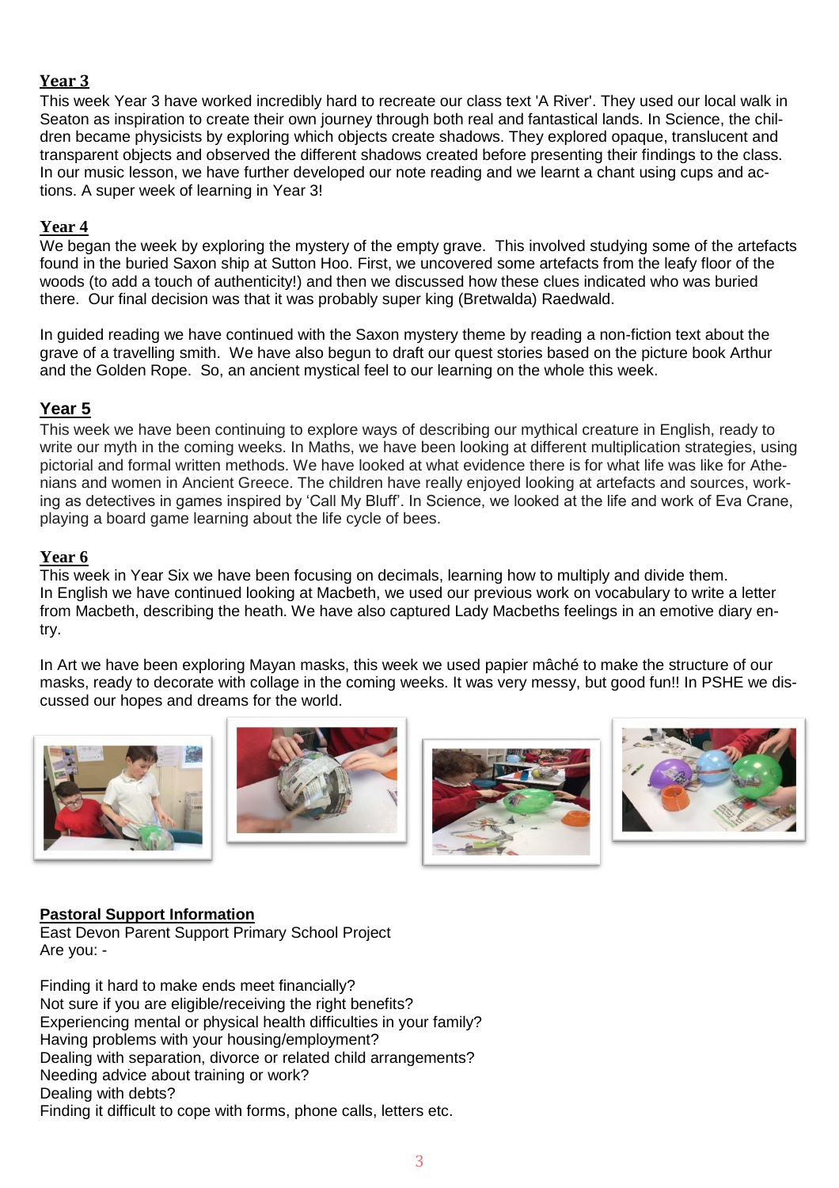## Year 3

This week Year 3 have worked incredibly hard to recreate our class text 'A River'. They used our local walk in Seaton as inspiration to create their own journey through both real and fantastical lands. In Science, the children became physicists by exploring which objects create shadows. They explored opaque, translucent and transparent objects and observed the different shadows created before presenting their findings to the class. In our music lesson, we have further developed our note reading and we learnt a chant using cups and actions. A super week of learning in Year 3!

## Year 4

We began the week by exploring the mystery of the empty grave. This involved studying some of the artefacts found in the buried Saxon ship at Sutton Hoo. First, we uncovered some artefacts from the leafy floor of the woods (to add a touch of authenticity!) and then we discussed how these clues indicated who was buried there. Our final decision was that it was probably super king (Bretwalda) Raedwald.

In guided reading we have continued with the Saxon mystery theme by reading a non-fiction text about the grave of a travelling smith. We have also begun to draft our quest stories based on the picture book Arthur and the Golden Rope. So, an ancient mystical feel to our learning on the whole this week.

## Year 5

This week we have been continuing to explore ways of describing our mythical creature in English, ready to write our myth in the coming weeks. In Maths, we have been looking at different multiplication strategies, using pictorial and formal written methods. We have looked at what evidence there is for what life was like for Athenians and women in Ancient Greece. The children have really enjoyed looking at artefacts and sources, working as detectives in games inspired by 'Call My Bluff'. In Science, we looked at the life and work of Eva Crane, playing a board game learning about the life cycle of bees.

## Year 6

This week in Year Six we have been focusing on decimals, learning how to multiply and divide them.
In English we have continued looking at Macbeth, we used our previous work on vocabulary to write a letter from Macbeth, describing the heath. We have also captured Lady Macbeths feelings in an emotive diary entry.

In Art we have been exploring Mayan masks, this week we used papier mâché to make the structure of our masks, ready to decorate with collage in the coming weeks. It was very messy, but good fun!! In PSHE we discussed our hopes and dreams for the world.

## Pastoral Support Information

East Devon Parent Support Primary School Project
Are you: -

Finding it hard to make ends meet financially?
Not sure if you are eligible/receiving the right benefits?
Experiencing mental or physical health difficulties in your family?
Having problems with your housing/employment?
Dealing with separation, divorce or related child arrangements?
Needing advice about training or work?
Dealing with debts?
Finding it difficult to cope with forms, phone calls, letters etc.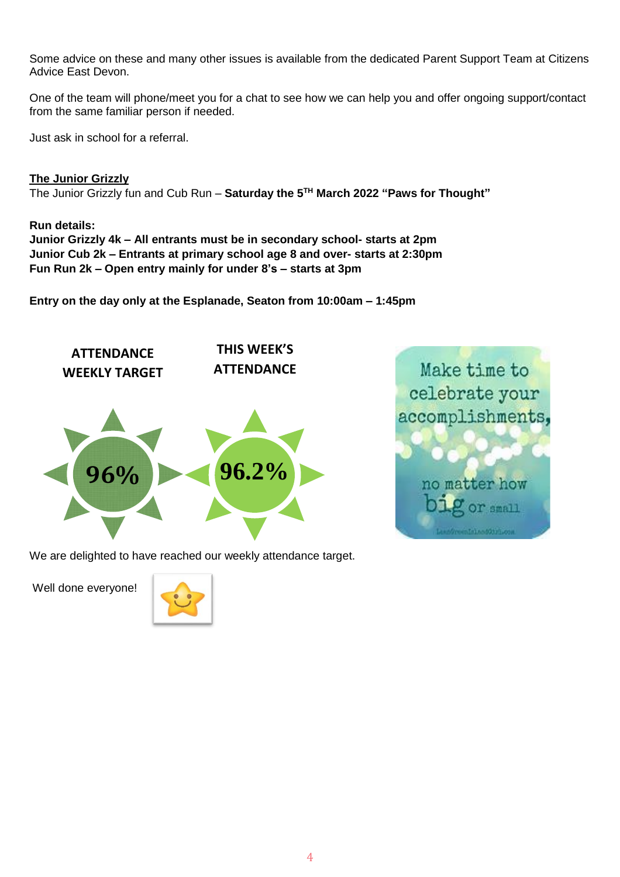Some advice on these and many other issues is available from the dedicated Parent Support Team at Citizens Advice East Devon.

One of the team will phone/meet you for a chat to see how we can help you and offer ongoing support/contact from the same familiar person if needed.

Just ask in school for a referral.

**The Junior Grizzly**

The Junior Grizzly fun and Cub Run – **Saturday the 5TH March 2022 "Paws for Thought"**

**Run details:**
**Junior Grizzly 4k – All entrants must be in secondary school- starts at 2pm**
**Junior Cub 2k – Entrants at primary school age 8 and over- starts at 2:30pm**
**Fun Run 2k – Open entry mainly for under 8's – starts at 3pm**

**Entry on the day only at the Esplanade, Seaton from 10:00am – 1:45pm**

**ATTENDANCE WEEKLY TARGET**

**96%**

**THIS WEEK'S ATTENDANCE**

**96.2%**

Make time to celebrate your accomplishments, no matter how big or small

We are delighted to have reached our weekly attendance target.

Well done everyone!